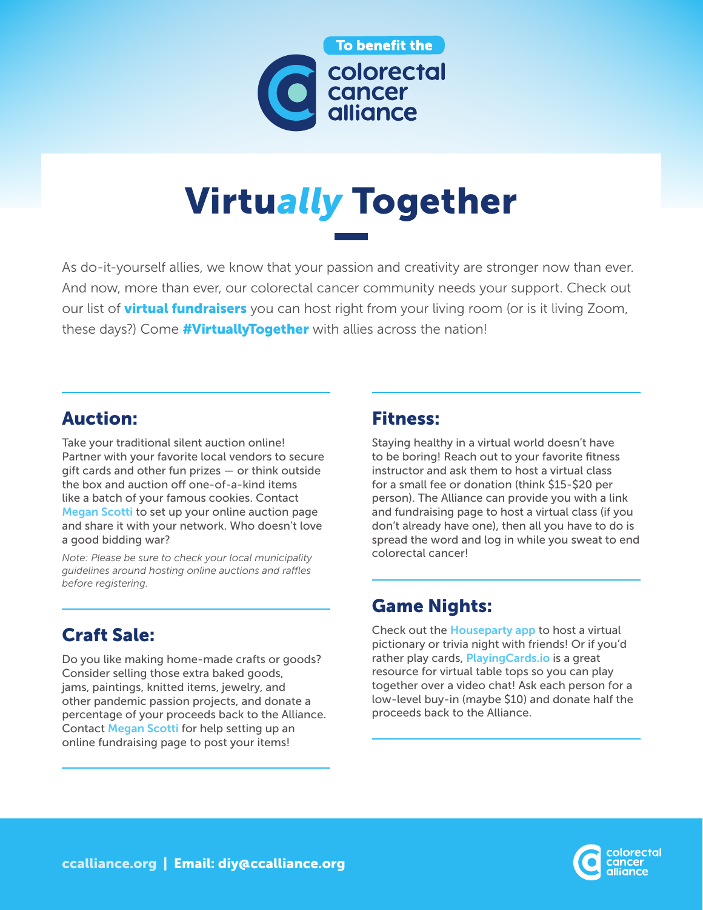To benefit the colorectal cancer alliance

# Virtu*ally* Together

As do-it-yourself allies, we know that your passion and creativity are stronger now than ever. And now, more than ever, our colorectal cancer community needs your support. Check out our list of **virtual fundraisers** you can host right from your living room (or is it living Zoom, these days?) Come **#VirtuallyTogether** with allies across the nation!

## Auction:

Take your traditional silent auction online! Partner with your favorite local vendors to secure gift cards and other fun prizes — or think outside the box and auction off one-of-a-kind items like a batch of your famous cookies. Contact Megan Scotti to set up your online auction page and share it with your network. Who doesn't love a good bidding war?

*Note: Please be sure to check your local municipality guidelines around hosting online auctions and raffles before registering.*

## Craft Sale:

Do you like making home-made crafts or goods? Consider selling those extra baked goods, jams, paintings, knitted items, jewelry, and other pandemic passion projects, and donate a percentage of your proceeds back to the Alliance. Contact Megan Scotti for help setting up an online fundraising page to post your items!

## Fitness:

Staying healthy in a virtual world doesn't have to be boring! Reach out to your favorite fitness instructor and ask them to host a virtual class for a small fee or donation (think $15-$20 per person). The Alliance can provide you with a link and fundraising page to host a virtual class (if you don't already have one), then all you have to do is spread the word and log in while you sweat to end colorectal cancer!

## Game Nights:

Check out the Houseparty app to host a virtual pictionary or trivia night with friends! Or if you'd rather play cards, PlayingCards.io is a great resource for virtual table tops so you can play together over a video chat! Ask each person for a low-level buy-in (maybe $10) and donate half the proceeds back to the Alliance.

ccalliance.org | Email: diy@ccalliance.org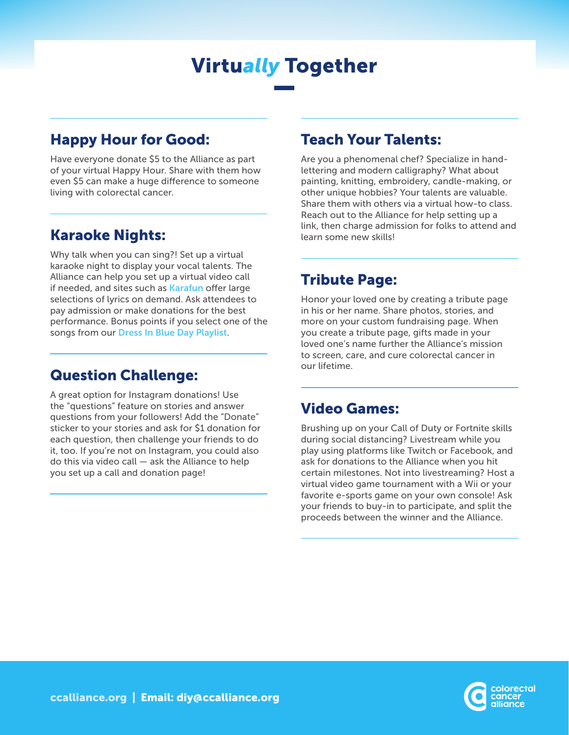# Virtu*ally* Together

## Happy Hour for Good:

Have everyone donate $5 to the Alliance as part of your virtual Happy Hour. Share with them how even $5 can make a huge difference to someone living with colorectal cancer.

## Karaoke Nights:

Why talk when you can sing?! Set up a virtual karaoke night to display your vocal talents. The Alliance can help you set up a virtual video call if needed, and sites such as Karafun offer large selections of lyrics on demand. Ask attendees to pay admission or make donations for the best performance. Bonus points if you select one of the songs from our Dress In Blue Day Playlist.

## Question Challenge:

A great option for Instagram donations! Use the "questions" feature on stories and answer questions from your followers! Add the "Donate" sticker to your stories and ask for $1 donation for each question, then challenge your friends to do it, too. If you're not on Instagram, you could also do this via video call — ask the Alliance to help you set up a call and donation page!

## Teach Your Talents:

Are you a phenomenal chef? Specialize in hand-lettering and modern calligraphy? What about painting, knitting, embroidery, candle-making, or other unique hobbies? Your talents are valuable. Share them with others via a virtual how-to class. Reach out to the Alliance for help setting up a link, then charge admission for folks to attend and learn some new skills!

## Tribute Page:

Honor your loved one by creating a tribute page in his or her name. Share photos, stories, and more on your custom fundraising page. When you create a tribute page, gifts made in your loved one's name further the Alliance's mission to screen, care, and cure colorectal cancer in our lifetime.

## Video Games:

Brushing up on your Call of Duty or Fortnite skills during social distancing? Livestream while you play using platforms like Twitch or Facebook, and ask for donations to the Alliance when you hit certain milestones. Not into livestreaming? Host a virtual video game tournament with a Wii or your favorite e-sports game on your own console! Ask your friends to buy-in to participate, and split the proceeds between the winner and the Alliance.

**ccalliance.org | Email: diy@ccalliance.org**

colorectal cancer alliance